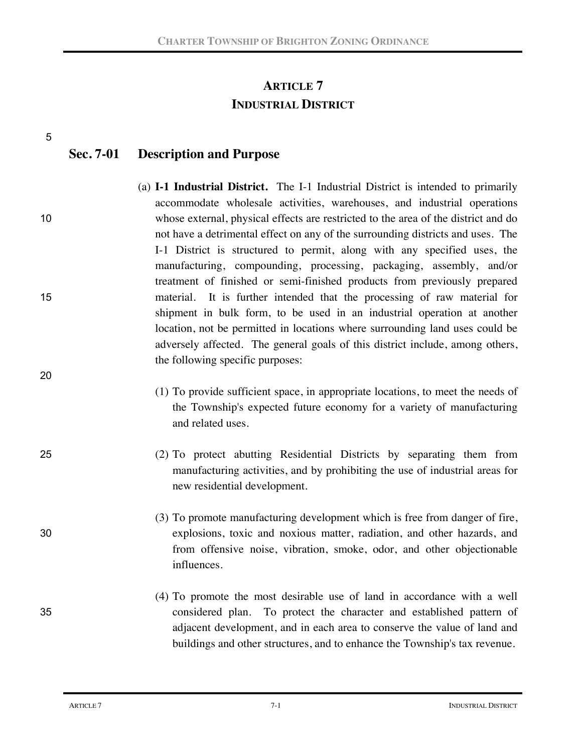# ARTICLE 7
# INDUSTRIAL DISTRICT

## Sec. 7-01 Description and Purpose

(a) **I-1 Industrial District.** The I-1 Industrial District is intended to primarily accommodate wholesale activities, warehouses, and industrial operations whose external, physical effects are restricted to the area of the district and do not have a detrimental effect on any of the surrounding districts and uses. The I-1 District is structured to permit, along with any specified uses, the manufacturing, compounding, processing, packaging, assembly, and/or treatment of finished or semi-finished products from previously prepared material. It is further intended that the processing of raw material for shipment in bulk form, to be used in an industrial operation at another location, not be permitted in locations where surrounding land uses could be adversely affected. The general goals of this district include, among others, the following specific purposes:

(1) To provide sufficient space, in appropriate locations, to meet the needs of the Township's expected future economy for a variety of manufacturing and related uses.

(2) To protect abutting Residential Districts by separating them from manufacturing activities, and by prohibiting the use of industrial areas for new residential development.

(3) To promote manufacturing development which is free from danger of fire, explosions, toxic and noxious matter, radiation, and other hazards, and from offensive noise, vibration, smoke, odor, and other objectionable influences.

(4) To promote the most desirable use of land in accordance with a well considered plan. To protect the character and established pattern of adjacent development, and in each area to conserve the value of land and buildings and other structures, and to enhance the Township's tax revenue.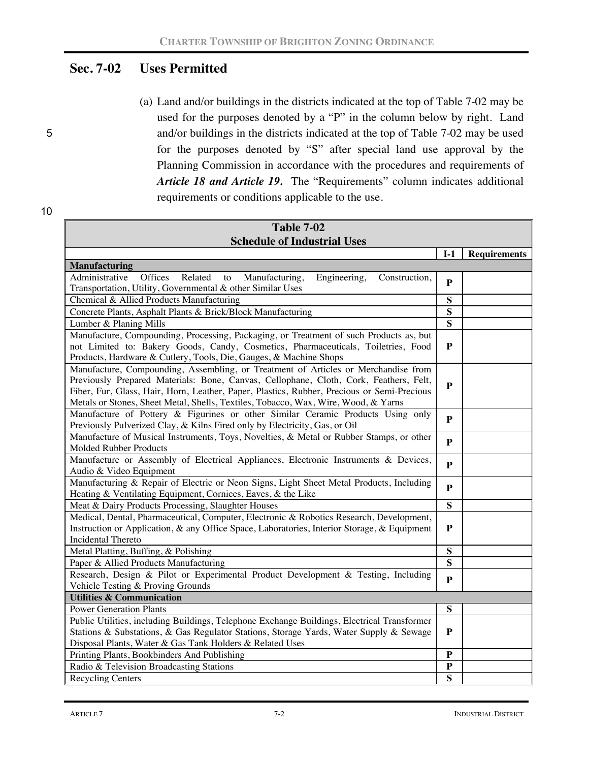## Sec. 7-02 Uses Permitted

(a) Land and/or buildings in the districts indicated at the top of Table 7-02 may be used for the purposes denoted by a "P" in the column below by right. Land and/or buildings in the districts indicated at the top of Table 7-02 may be used for the purposes denoted by "S" after special land use approval by the Planning Commission in accordance with the procedures and requirements of ***Article 18 and Article 19.*** The "Requirements" column indicates additional requirements or conditions applicable to the use.

**Table 7-02**
**Schedule of Industrial Uses**

| | I-1 | Requirements |
|---|---|---|
| **Manufacturing** | | |
| Administrative Offices Related to Manufacturing, Engineering, Construction, Transportation, Utility, Governmental & other Similar Uses | P | |
| Chemical & Allied Products Manufacturing | S | |
| Concrete Plants, Asphalt Plants & Brick/Block Manufacturing | S | |
| Lumber & Planing Mills | S | |
| Manufacture, Compounding, Processing, Packaging, or Treatment of such Products as, but not Limited to: Bakery Goods, Candy, Cosmetics, Pharmaceuticals, Toiletries, Food Products, Hardware & Cutlery, Tools, Die, Gauges, & Machine Shops | P | |
| Manufacture, Compounding, Assembling, or Treatment of Articles or Merchandise from Previously Prepared Materials: Bone, Canvas, Cellophane, Cloth, Cork, Feathers, Felt, Fiber, Fur, Glass, Hair, Horn, Leather, Paper, Plastics, Rubber, Precious or Semi-Precious Metals or Stones, Sheet Metal, Shells, Textiles, Tobacco, Wax, Wire, Wood, & Yarns | P | |
| Manufacture of Pottery & Figurines or other Similar Ceramic Products Using only Previously Pulverized Clay, & Kilns Fired only by Electricity, Gas, or Oil | P | |
| Manufacture of Musical Instruments, Toys, Novelties, & Metal or Rubber Stamps, or other Molded Rubber Products | P | |
| Manufacture or Assembly of Electrical Appliances, Electronic Instruments & Devices, Audio & Video Equipment | P | |
| Manufacturing & Repair of Electric or Neon Signs, Light Sheet Metal Products, Including Heating & Ventilating Equipment, Cornices, Eaves, & the Like | P | |
| Meat & Dairy Products Processing, Slaughter Houses | S | |
| Medical, Dental, Pharmaceutical, Computer, Electronic & Robotics Research, Development, Instruction or Application, & any Office Space, Laboratories, Interior Storage, & Equipment Incidental Thereto | P | |
| Metal Platting, Buffing, & Polishing | S | |
| Paper & Allied Products Manufacturing | S | |
| Research, Design & Pilot or Experimental Product Development & Testing, Including Vehicle Testing & Proving Grounds | P | |
| **Utilities & Communication** | | |
| Power Generation Plants | S | |
| Public Utilities, including Buildings, Telephone Exchange Buildings, Electrical Transformer Stations & Substations, & Gas Regulator Stations, Storage Yards, Water Supply & Sewage Disposal Plants, Water & Gas Tank Holders & Related Uses | P | |
| Printing Plants, Bookbinders And Publishing | P | |
| Radio & Television Broadcasting Stations | P | |
| Recycling Centers | S | |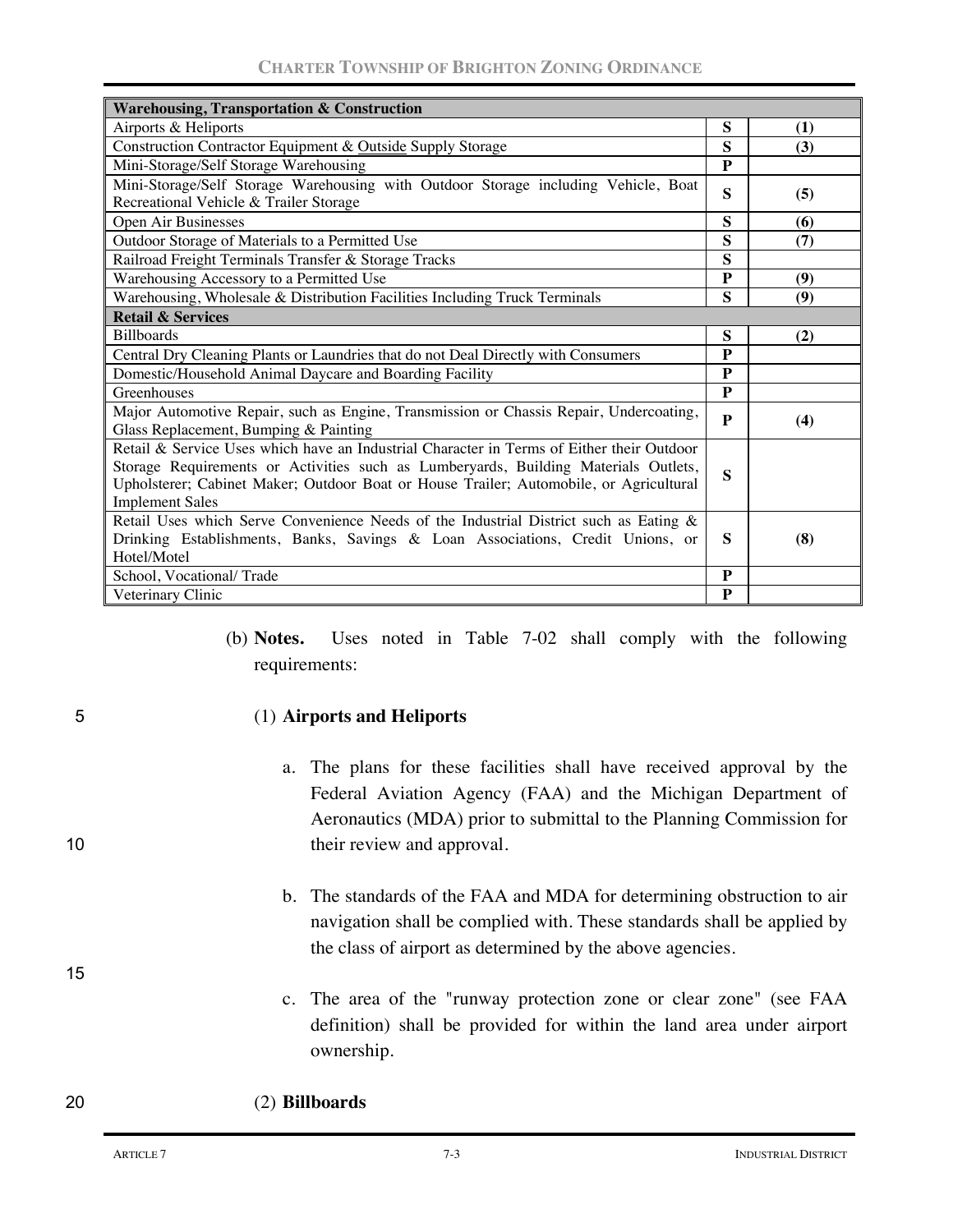| Warehousing, Transportation & Construction | | |
|---|---|---|
| Airports & Heliports | S | (1) |
| Construction Contractor Equipment & Outside Supply Storage | S | (3) |
| Mini-Storage/Self Storage Warehousing | P | |
| Mini-Storage/Self Storage Warehousing with Outdoor Storage including Vehicle, Boat Recreational Vehicle & Trailer Storage | S | (5) |
| Open Air Businesses | S | (6) |
| Outdoor Storage of Materials to a Permitted Use | S | (7) |
| Railroad Freight Terminals Transfer & Storage Tracks | S | |
| Warehousing Accessory to a Permitted Use | P | (9) |
| Warehousing, Wholesale & Distribution Facilities Including Truck Terminals | S | (9) |
| **Retail & Services** | | |
| Billboards | S | (2) |
| Central Dry Cleaning Plants or Laundries that do not Deal Directly with Consumers | P | |
| Domestic/Household Animal Daycare and Boarding Facility | P | |
| Greenhouses | P | |
| Major Automotive Repair, such as Engine, Transmission or Chassis Repair, Undercoating, Glass Replacement, Bumping & Painting | P | (4) |
| Retail & Service Uses which have an Industrial Character in Terms of Either their Outdoor Storage Requirements or Activities such as Lumberyards, Building Materials Outlets, Upholsterer; Cabinet Maker; Outdoor Boat or House Trailer; Automobile, or Agricultural Implement Sales | S | |
| Retail Uses which Serve Convenience Needs of the Industrial District such as Eating & Drinking Establishments, Banks, Savings & Loan Associations, Credit Unions, or Hotel/Motel | S | (8) |
| School, Vocational/ Trade | P | |
| Veterinary Clinic | P | |

(b) **Notes.** Uses noted in Table 7-02 shall comply with the following requirements:

(1) **Airports and Heliports**

a. The plans for these facilities shall have received approval by the Federal Aviation Agency (FAA) and the Michigan Department of Aeronautics (MDA) prior to submittal to the Planning Commission for their review and approval.

b. The standards of the FAA and MDA for determining obstruction to air navigation shall be complied with. These standards shall be applied by the class of airport as determined by the above agencies.

c. The area of the "runway protection zone or clear zone" (see FAA definition) shall be provided for within the land area under airport ownership.

(2) **Billboards**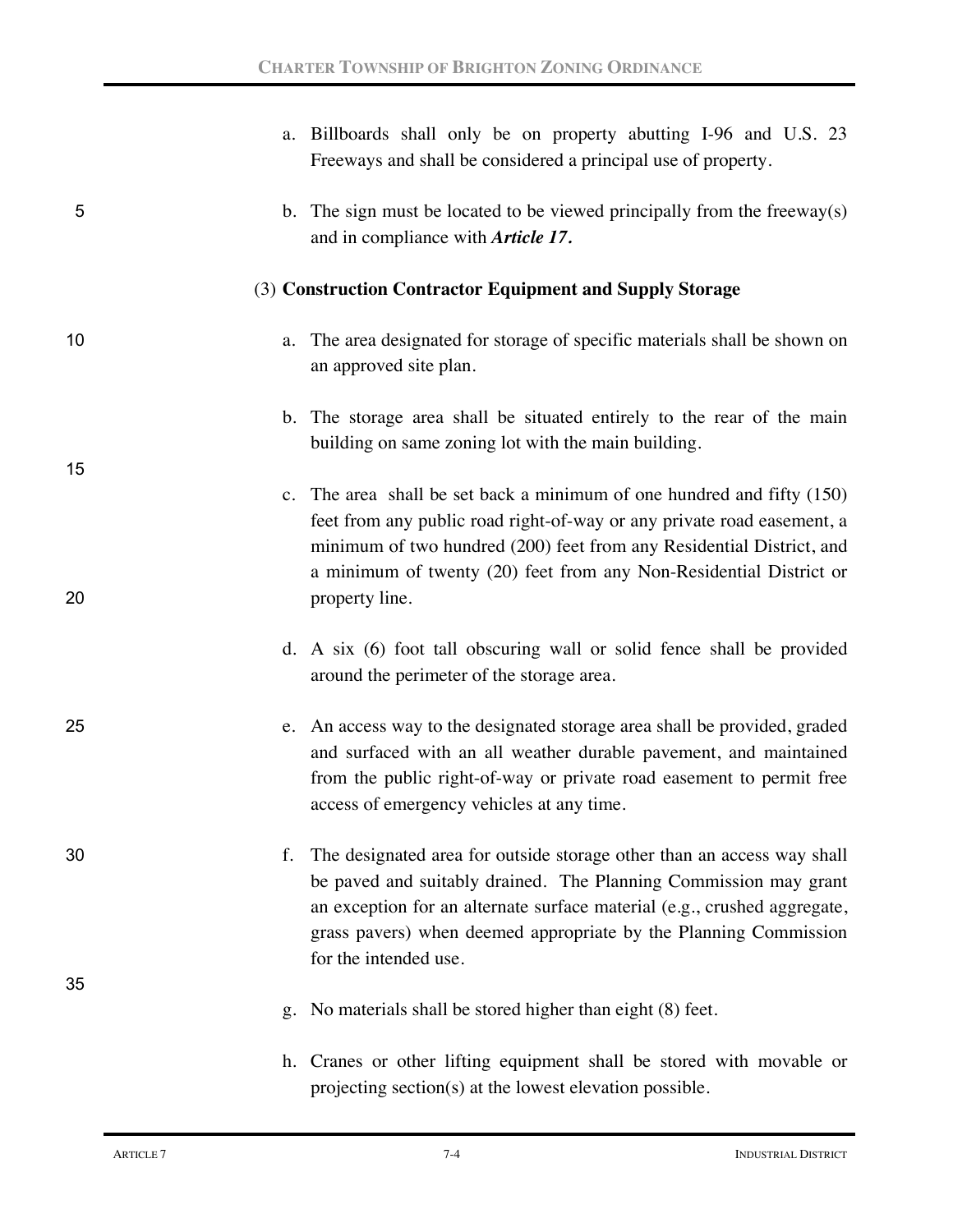a. Billboards shall only be on property abutting I-96 and U.S. 23 Freeways and shall be considered a principal use of property.

b. The sign must be located to be viewed principally from the freeway(s) and in compliance with ***Article 17.***

(3) **Construction Contractor Equipment and Supply Storage**

a. The area designated for storage of specific materials shall be shown on an approved site plan.

b. The storage area shall be situated entirely to the rear of the main building on same zoning lot with the main building.

c. The area shall be set back a minimum of one hundred and fifty (150) feet from any public road right-of-way or any private road easement, a minimum of two hundred (200) feet from any Residential District, and a minimum of twenty (20) feet from any Non-Residential District or property line.

d. A six (6) foot tall obscuring wall or solid fence shall be provided around the perimeter of the storage area.

e. An access way to the designated storage area shall be provided, graded and surfaced with an all weather durable pavement, and maintained from the public right-of-way or private road easement to permit free access of emergency vehicles at any time.

f. The designated area for outside storage other than an access way shall be paved and suitably drained. The Planning Commission may grant an exception for an alternate surface material (e.g., crushed aggregate, grass pavers) when deemed appropriate by the Planning Commission for the intended use.

g. No materials shall be stored higher than eight (8) feet.

h. Cranes or other lifting equipment shall be stored with movable or projecting section(s) at the lowest elevation possible.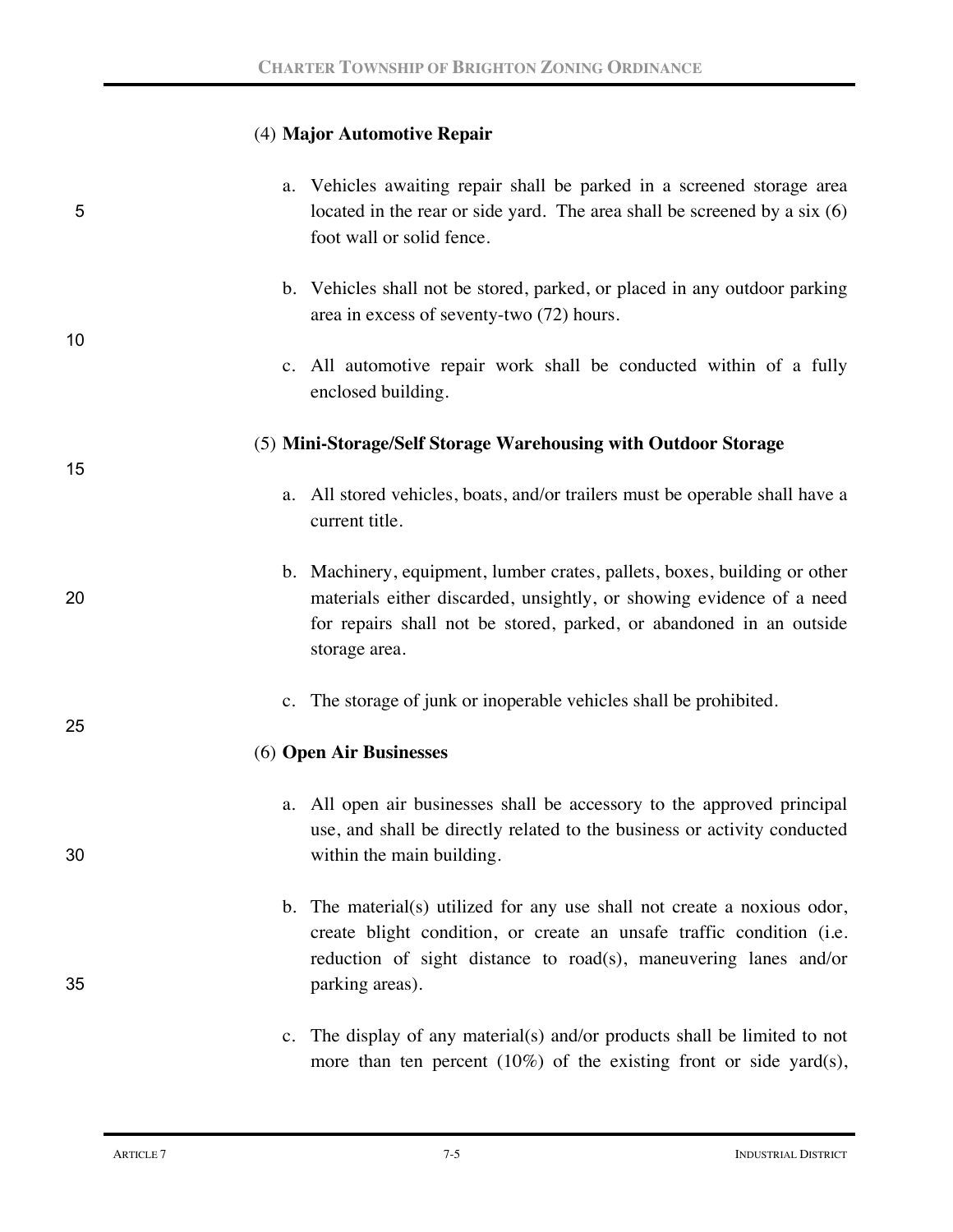(4) **Major Automotive Repair**

a. Vehicles awaiting repair shall be parked in a screened storage area located in the rear or side yard. The area shall be screened by a six (6) foot wall or solid fence.

b. Vehicles shall not be stored, parked, or placed in any outdoor parking area in excess of seventy-two (72) hours.

c. All automotive repair work shall be conducted within of a fully enclosed building.

(5) **Mini-Storage/Self Storage Warehousing with Outdoor Storage**

a. All stored vehicles, boats, and/or trailers must be operable shall have a current title.

b. Machinery, equipment, lumber crates, pallets, boxes, building or other materials either discarded, unsightly, or showing evidence of a need for repairs shall not be stored, parked, or abandoned in an outside storage area.

c. The storage of junk or inoperable vehicles shall be prohibited.

(6) **Open Air Businesses**

a. All open air businesses shall be accessory to the approved principal use, and shall be directly related to the business or activity conducted within the main building.

b. The material(s) utilized for any use shall not create a noxious odor, create blight condition, or create an unsafe traffic condition (i.e. reduction of sight distance to road(s), maneuvering lanes and/or parking areas).

c. The display of any material(s) and/or products shall be limited to not more than ten percent (10%) of the existing front or side yard(s),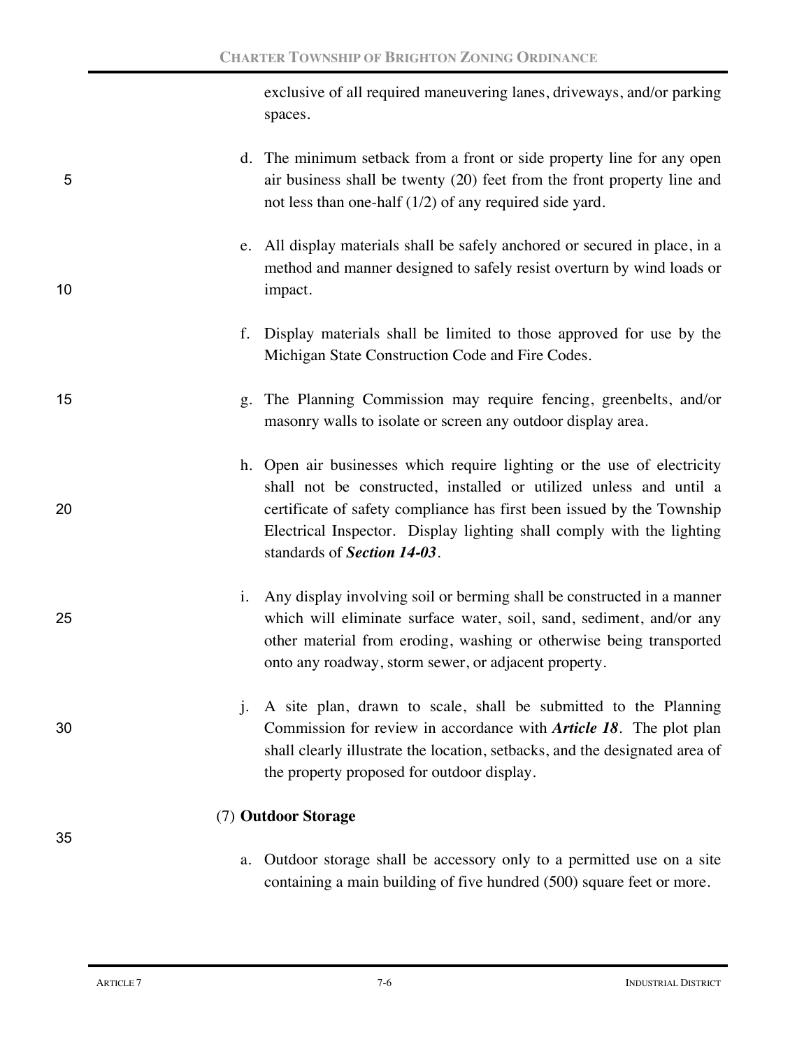exclusive of all required maneuvering lanes, driveways, and/or parking spaces.

d. The minimum setback from a front or side property line for any open air business shall be twenty (20) feet from the front property line and not less than one-half (1/2) of any required side yard.

e. All display materials shall be safely anchored or secured in place, in a method and manner designed to safely resist overturn by wind loads or impact.

f. Display materials shall be limited to those approved for use by the Michigan State Construction Code and Fire Codes.

g. The Planning Commission may require fencing, greenbelts, and/or masonry walls to isolate or screen any outdoor display area.

h. Open air businesses which require lighting or the use of electricity shall not be constructed, installed or utilized unless and until a certificate of safety compliance has first been issued by the Township Electrical Inspector. Display lighting shall comply with the lighting standards of ***Section 14-03***.

i. Any display involving soil or berming shall be constructed in a manner which will eliminate surface water, soil, sand, sediment, and/or any other material from eroding, washing or otherwise being transported onto any roadway, storm sewer, or adjacent property.

j. A site plan, drawn to scale, shall be submitted to the Planning Commission for review in accordance with ***Article 18***. The plot plan shall clearly illustrate the location, setbacks, and the designated area of the property proposed for outdoor display.

(7) **Outdoor Storage**

a. Outdoor storage shall be accessory only to a permitted use on a site containing a main building of five hundred (500) square feet or more.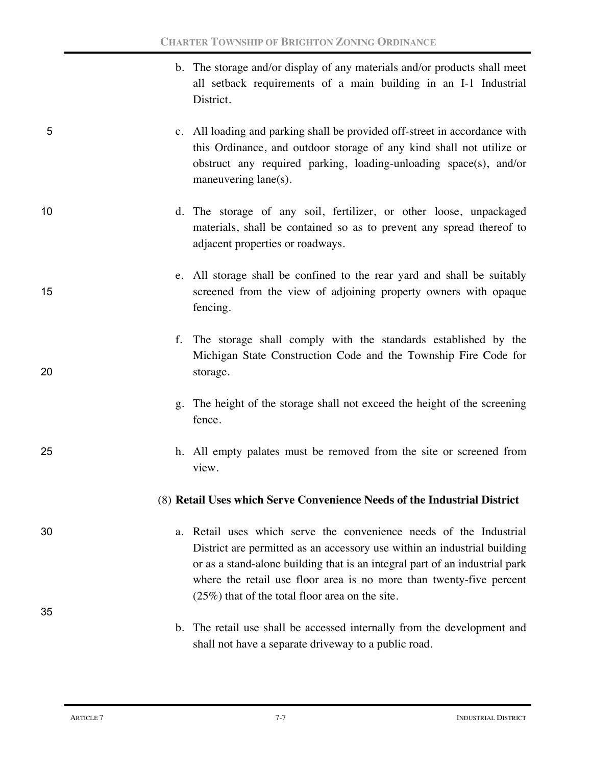b. The storage and/or display of any materials and/or products shall meet all setback requirements of a main building in an I-1 Industrial District.

c. All loading and parking shall be provided off-street in accordance with this Ordinance, and outdoor storage of any kind shall not utilize or obstruct any required parking, loading-unloading space(s), and/or maneuvering lane(s).

d. The storage of any soil, fertilizer, or other loose, unpackaged materials, shall be contained so as to prevent any spread thereof to adjacent properties or roadways.

e. All storage shall be confined to the rear yard and shall be suitably screened from the view of adjoining property owners with opaque fencing.

f. The storage shall comply with the standards established by the Michigan State Construction Code and the Township Fire Code for storage.

g. The height of the storage shall not exceed the height of the screening fence.

h. All empty palates must be removed from the site or screened from view.

(8) **Retail Uses which Serve Convenience Needs of the Industrial District**

a. Retail uses which serve the convenience needs of the Industrial District are permitted as an accessory use within an industrial building or as a stand-alone building that is an integral part of an industrial park where the retail use floor area is no more than twenty-five percent (25%) that of the total floor area on the site.

b. The retail use shall be accessed internally from the development and shall not have a separate driveway to a public road.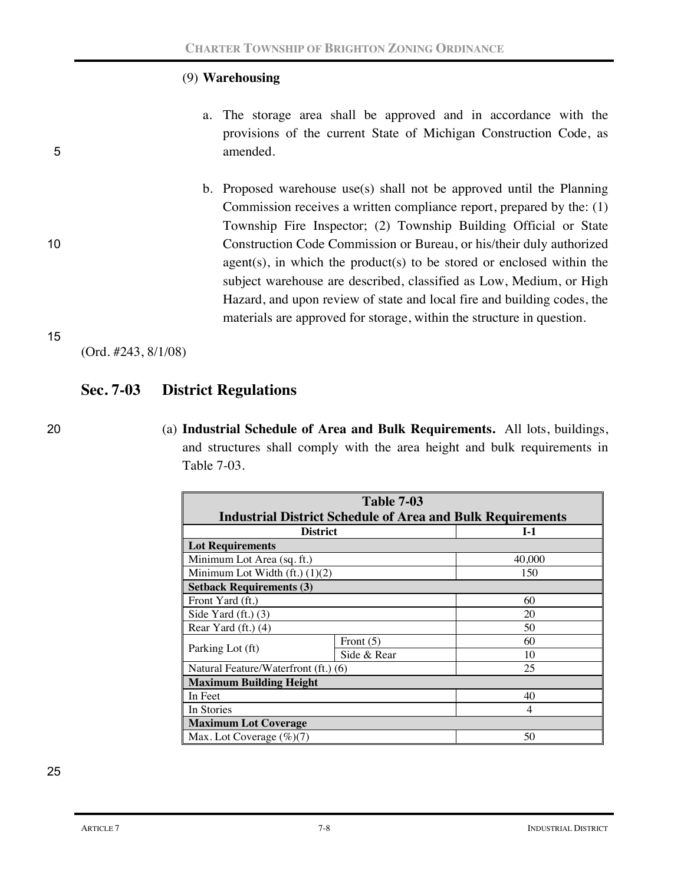(9) **Warehousing**

a. The storage area shall be approved and in accordance with the provisions of the current State of Michigan Construction Code, as amended.

b. Proposed warehouse use(s) shall not be approved until the Planning Commission receives a written compliance report, prepared by the: (1) Township Fire Inspector; (2) Township Building Official or State Construction Code Commission or Bureau, or his/their duly authorized agent(s), in which the product(s) to be stored or enclosed within the subject warehouse are described, classified as Low, Medium, or High Hazard, and upon review of state and local fire and building codes, the materials are approved for storage, within the structure in question.

(Ord. #243, 8/1/08)

## Sec. 7-03 District Regulations

(a) **Industrial Schedule of Area and Bulk Requirements.** All lots, buildings, and structures shall comply with the area height and bulk requirements in Table 7-03.

**Table 7-03**
**Industrial District Schedule of Area and Bulk Requirements**

| District | | I-1 |
|---|---|---|
| **Lot Requirements** | | |
| Minimum Lot Area (sq. ft.) | | 40,000 |
| Minimum Lot Width (ft.) (1)(2) | | 150 |
| **Setback Requirements (3)** | | |
| Front Yard (ft.) | | 60 |
| Side Yard (ft.) (3) | | 20 |
| Rear Yard (ft.) (4) | | 50 |
| Parking Lot (ft) | Front (5) | 60 |
| | Side & Rear | 10 |
| Natural Feature/Waterfront (ft.) (6) | | 25 |
| **Maximum Building Height** | | |
| In Feet | | 40 |
| In Stories | | 4 |
| **Maximum Lot Coverage** | | |
| Max. Lot Coverage (%)(7) | | 50 |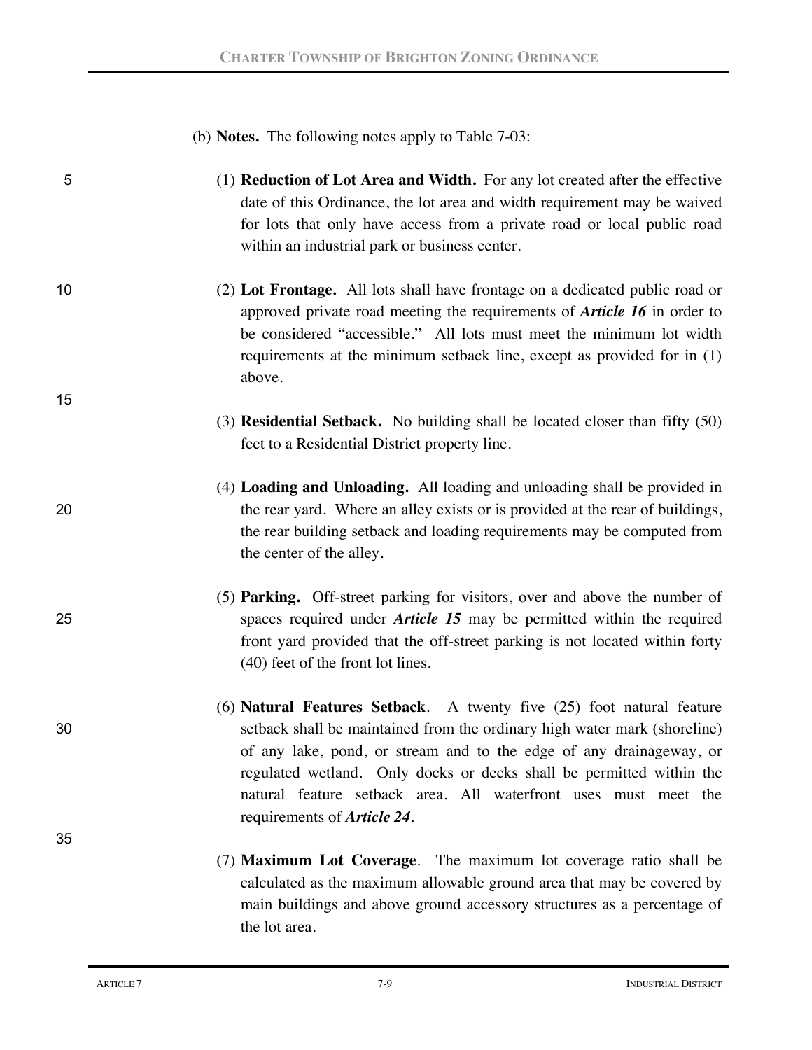(b) **Notes.** The following notes apply to Table 7-03:

(1) **Reduction of Lot Area and Width.** For any lot created after the effective date of this Ordinance, the lot area and width requirement may be waived for lots that only have access from a private road or local public road within an industrial park or business center.

(2) **Lot Frontage.** All lots shall have frontage on a dedicated public road or approved private road meeting the requirements of ***Article 16*** in order to be considered "accessible." All lots must meet the minimum lot width requirements at the minimum setback line, except as provided for in (1) above.

(3) **Residential Setback.** No building shall be located closer than fifty (50) feet to a Residential District property line.

(4) **Loading and Unloading.** All loading and unloading shall be provided in the rear yard. Where an alley exists or is provided at the rear of buildings, the rear building setback and loading requirements may be computed from the center of the alley.

(5) **Parking.** Off-street parking for visitors, over and above the number of spaces required under ***Article 15*** may be permitted within the required front yard provided that the off-street parking is not located within forty (40) feet of the front lot lines.

(6) **Natural Features Setback**. A twenty five (25) foot natural feature setback shall be maintained from the ordinary high water mark (shoreline) of any lake, pond, or stream and to the edge of any drainageway, or regulated wetland. Only docks or decks shall be permitted within the natural feature setback area. All waterfront uses must meet the requirements of ***Article 24***.

(7) **Maximum Lot Coverage**. The maximum lot coverage ratio shall be calculated as the maximum allowable ground area that may be covered by main buildings and above ground accessory structures as a percentage of the lot area.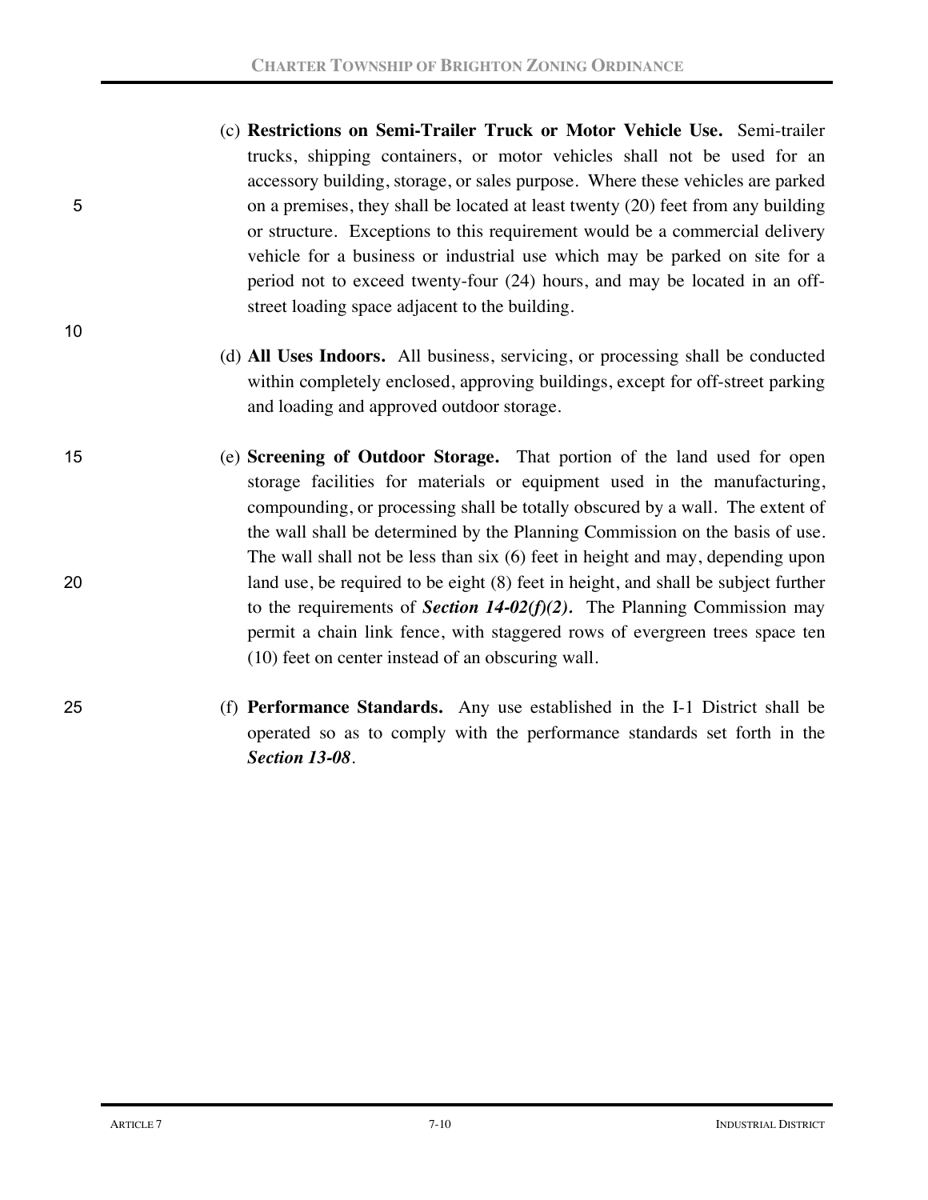(c) **Restrictions on Semi-Trailer Truck or Motor Vehicle Use.** Semi-trailer trucks, shipping containers, or motor vehicles shall not be used for an accessory building, storage, or sales purpose. Where these vehicles are parked on a premises, they shall be located at least twenty (20) feet from any building or structure. Exceptions to this requirement would be a commercial delivery vehicle for a business or industrial use which may be parked on site for a period not to exceed twenty-four (24) hours, and may be located in an off-street loading space adjacent to the building.

(d) **All Uses Indoors.** All business, servicing, or processing shall be conducted within completely enclosed, approving buildings, except for off-street parking and loading and approved outdoor storage.

(e) **Screening of Outdoor Storage.** That portion of the land used for open storage facilities for materials or equipment used in the manufacturing, compounding, or processing shall be totally obscured by a wall. The extent of the wall shall be determined by the Planning Commission on the basis of use. The wall shall not be less than six (6) feet in height and may, depending upon land use, be required to be eight (8) feet in height, and shall be subject further to the requirements of ***Section 14-02(f)(2).*** The Planning Commission may permit a chain link fence, with staggered rows of evergreen trees space ten (10) feet on center instead of an obscuring wall.

(f) **Performance Standards.** Any use established in the I-1 District shall be operated so as to comply with the performance standards set forth in the ***Section 13-08***.